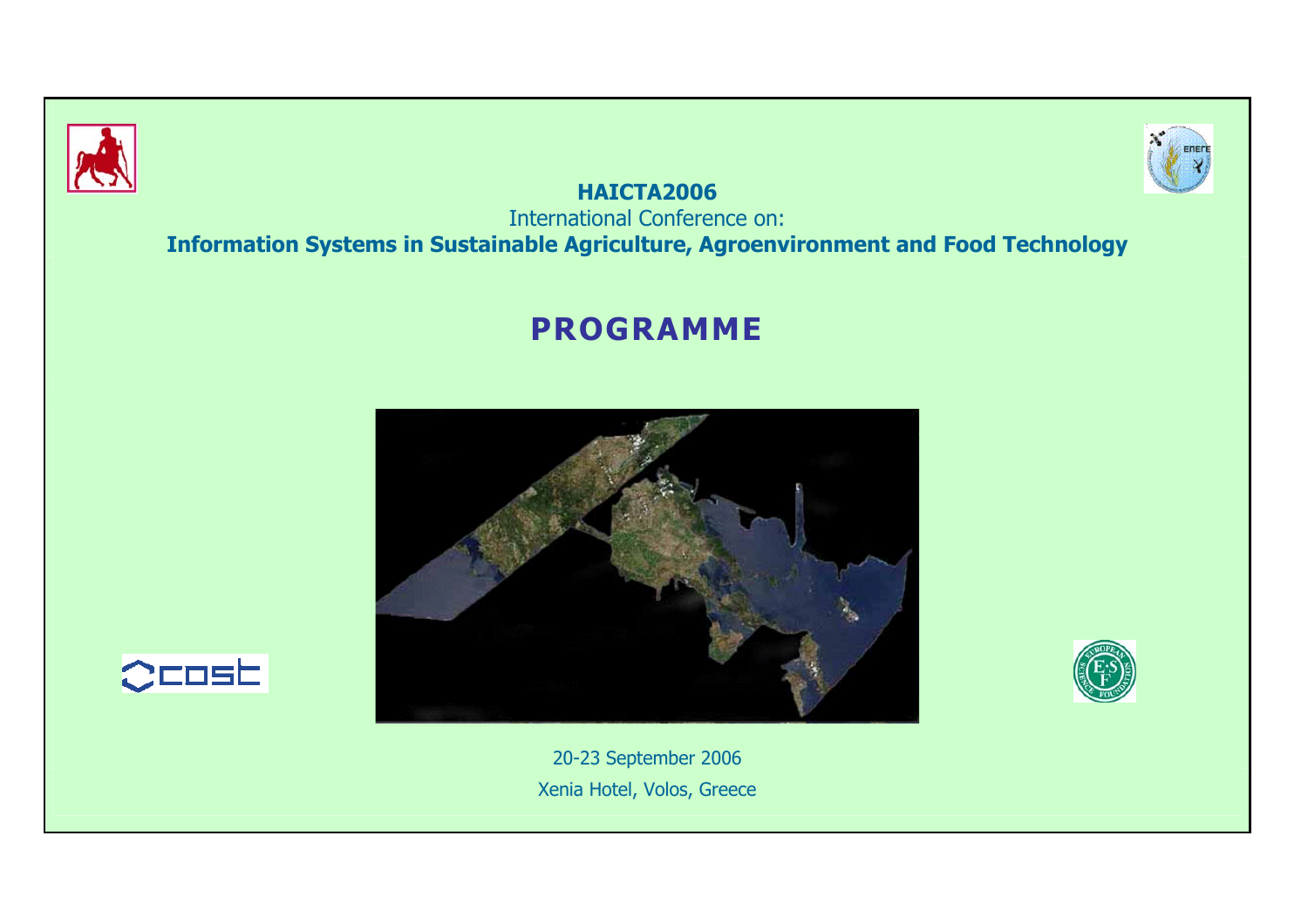**HAICTA2006**

International Conference on:

**Information Systems in Sustainable Agriculture, Agroenvironment and Food Technology**

# PROGRAMME

20-23 September 2006

Xenia Hotel, Volos, Greece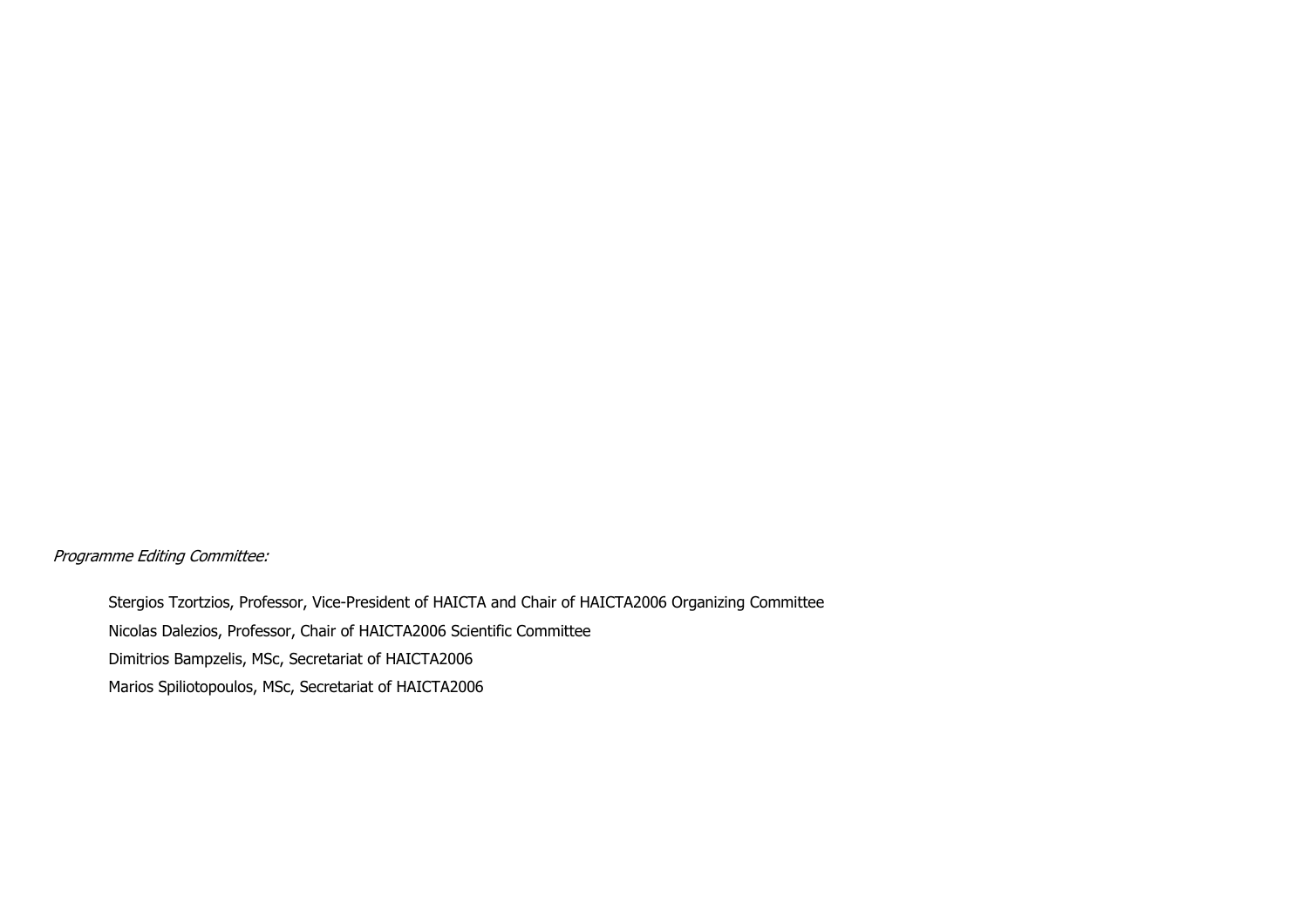*Programme Editing Committee:*

Stergios Tzortzios, Professor, Vice-President of HAICTA and Chair of HAICTA2006 Organizing Committee

Nicolas Dalezios, Professor, Chair of HAICTA2006 Scientific Committee

Dimitrios Bampzelis, MSc, Secretariat of HAICTA2006

Marios Spiliotopoulos, MSc, Secretariat of HAICTA2006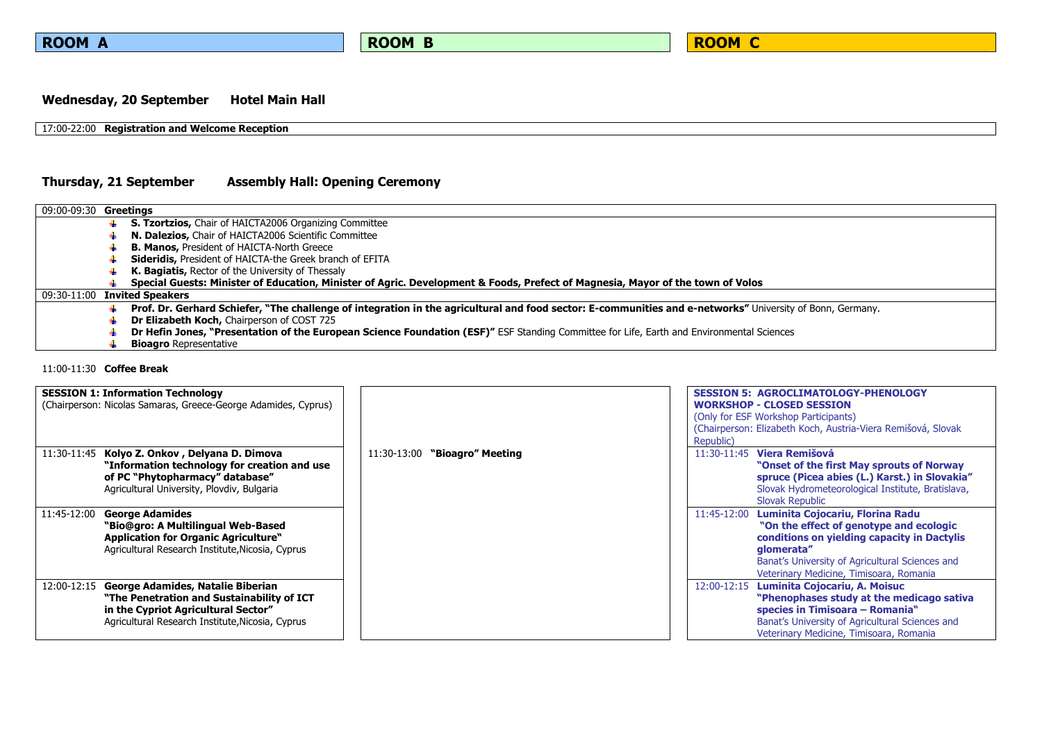| ROOM A | ROOM B | ROOM C |
|---|---|---|

## Wednesday, 20 September    Hotel Main Hall

| | |
|---|---|
| 17:00-22:00 | **Registration and Welcome Reception** |

## Thursday, 21 September    Assembly Hall: Opening Ceremony

**09:00-09:30 Greetings**

- **S. Tzortzios,** Chair of HAICTA2006 Organizing Committee
- **N. Dalezios,** Chair of HAICTA2006 Scientific Committee
- **B. Manos,** President of HAICTA-North Greece
- **Sideridis,** President of HAICTA-the Greek branch of EFITA
- **K. Bagiatis,** Rector of the University of Thessaly
- **Special Guests: Minister of Education, Minister of Agric. Development & Foods, Prefect of Magnesia, Mayor of the town of Volos**

**09:30-11:00 Invited Speakers**

- **Prof. Dr. Gerhard Schiefer, "The challenge of integration in the agricultural and food sector: E-communities and e-networks"** University of Bonn, Germany.
- **Dr Elizabeth Koch,** Chairperson of COST 725
- **Dr Hefin Jones, "Presentation of the European Science Foundation (ESF)"** ESF Standing Committee for Life, Earth and Environmental Sciences
- **Bioagro** Representative

11:00-11:30 **Coffee Break**

### ROOM A

**SESSION 1: Information Technology**
(Chairperson: Nicolas Samaras, Greece-George Adamides, Cyprus)

| Time | Presentation |
|---|---|
| 11:30-11:45 | **Kolyo Z. Onkov , Delyana D. Dimova**<br>**"Information technology for creation and use of PC "Phytopharmacy" database"**<br>Agricultural University, Plovdiv, Bulgaria |
| 11:45-12:00 | **George Adamides**<br>**"Bio@gro: A Multilingual Web-Based Application for Organic Agriculture"**<br>Agricultural Research Institute,Nicosia, Cyprus |
| 12:00-12:15 | **George Adamides, Natalie Biberian**<br>**"The Penetration and Sustainability of ICT in the Cypriot Agricultural Sector"**<br>Agricultural Research Institute,Nicosia, Cyprus |

### ROOM B

| Time | Event |
|---|---|
| 11:30-13:00 | **"Bioagro" Meeting** |

### ROOM C

**SESSION 5: AGROCLIMATOLOGY-PHENOLOGY WORKSHOP - CLOSED SESSION**
(Only for ESF Workshop Participants)
(Chairperson: Elizabeth Koch, Austria-Viera Remišová, Slovak Republic)

| Time | Presentation |
|---|---|
| 11:30-11:45 | **Viera Remišová**<br>**"Onset of the first May sprouts of Norway spruce (Picea abies (L.) Karst.) in Slovakia"**<br>Slovak Hydrometeorological Institute, Bratislava, Slovak Republic |
| 11:45-12:00 | **Luminita Cojocariu, Florina Radu**<br>**"On the effect of genotype and ecologic conditions on yielding capacity in Dactylis glomerata"**<br>Banat's University of Agricultural Sciences and Veterinary Medicine, Timisoara, Romania |
| 12:00-12:15 | **Luminita Cojocariu, A. Moisuc**<br>**"Phenophases study at the medicago sativa species in Timisoara – Romania"**<br>Banat's University of Agricultural Sciences and Veterinary Medicine, Timisoara, Romania |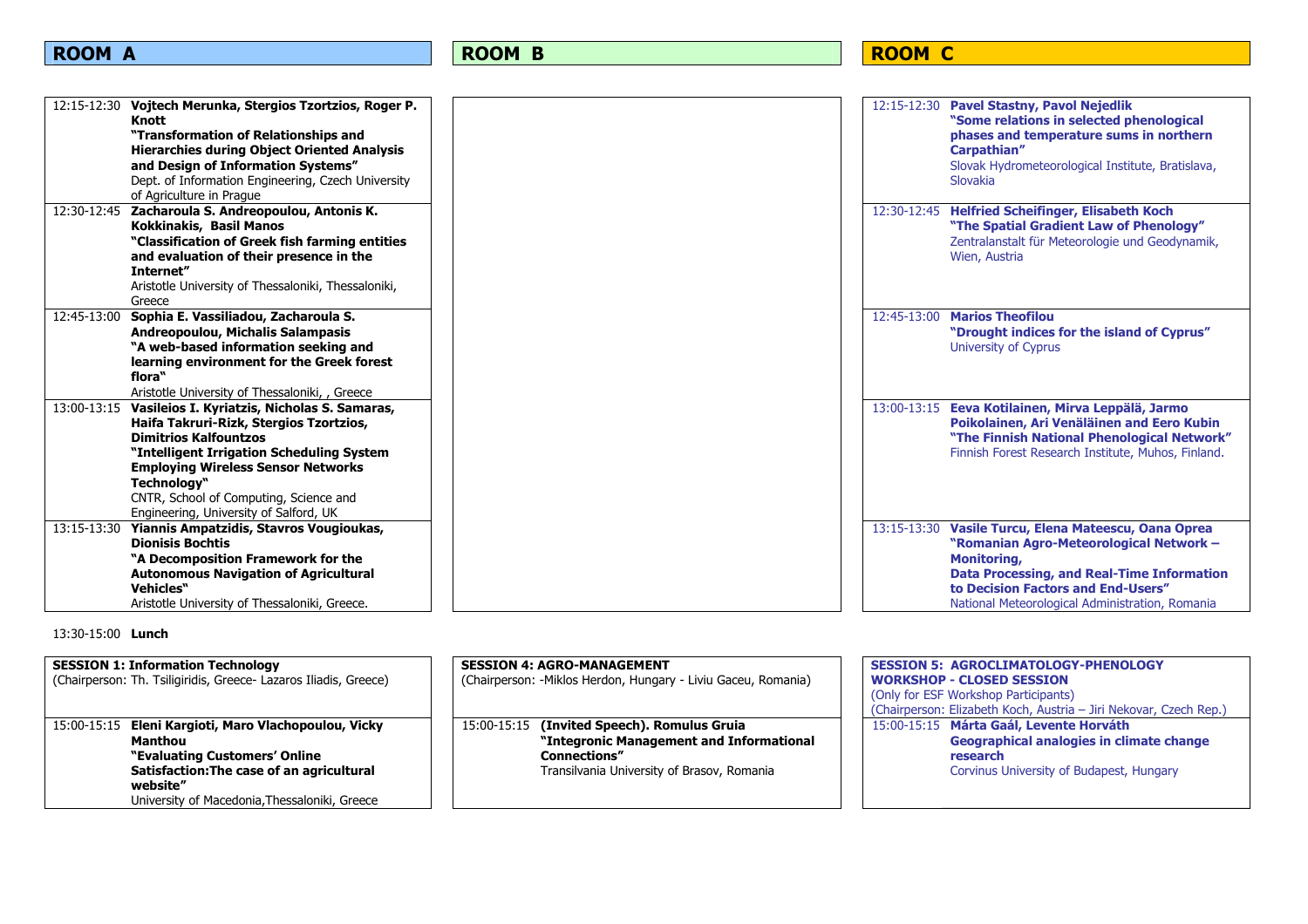## ROOM A

| | |
|---|---|
| 12:15-12:30 | **Vojtech Merunka, Stergios Tzortzios, Roger P. Knott**<br>**"Transformation of Relationships and Hierarchies during Object Oriented Analysis and Design of Information Systems"**<br>Dept. of Information Engineering, Czech University of Agriculture in Prague |
| 12:30-12:45 | **Zacharoula S. Andreopoulou, Antonis K. Kokkinakis, Basil Manos**<br>**"Classification of Greek fish farming entities and evaluation of their presence in the Internet"**<br>Aristotle University of Thessaloniki, Thessaloniki, Greece |
| 12:45-13:00 | **Sophia E. Vassiliadou, Zacharoula S. Andreopoulou, Michalis Salampasis**<br>**"A web-based information seeking and learning environment for the Greek forest flora"**<br>Aristotle University of Thessaloniki, , Greece |
| 13:00-13:15 | **Vasileios I. Kyriatzis, Nicholas S. Samaras, Haifa Takruri-Rizk, Stergios Tzortzios, Dimitrios Kalfountzos**<br>**"Intelligent Irrigation Scheduling System Employing Wireless Sensor Networks Technology"**<br>CNTR, School of Computing, Science and Engineering, University of Salford, UK |
| 13:15-13:30 | **Yiannis Ampatzidis, Stavros Vougioukas, Dionisis Bochtis**<br>**"A Decomposition Framework for the Autonomous Navigation of Agricultural Vehicles"**<br>Aristotle University of Thessaloniki, Greece. |

## ROOM B

## ROOM C

| | |
|---|---|
| 12:15-12:30 | **Pavel Stastny, Pavol Nejedlik**<br>**"Some relations in selected phenological phases and temperature sums in northern Carpathian"**<br>Slovak Hydrometeorological Institute, Bratislava, Slovakia |
| 12:30-12:45 | **Helfried Scheifinger, Elisabeth Koch**<br>**"The Spatial Gradient Law of Phenology"**<br>Zentralanstalt für Meteorologie und Geodynamik, Wien, Austria |
| 12:45-13:00 | **Marios Theofilou**<br>**"Drought indices for the island of Cyprus"**<br>University of Cyprus |
| 13:00-13:15 | **Eeva Kotilainen, Mirva Leppälä, Jarmo Poikolainen, Ari Venäläinen and Eero Kubin**<br>**"The Finnish National Phenological Network"**<br>Finnish Forest Research Institute, Muhos, Finland. |
| 13:15-13:30 | **Vasile Turcu, Elena Mateescu, Oana Oprea**<br>**"Romanian Agro-Meteorological Network – Monitoring,**<br>**Data Processing, and Real-Time Information to Decision Factors and End-Users"**<br>National Meteorological Administration, Romania |

13:30-15:00 **Lunch**

## ROOM A

**SESSION 1: Information Technology**
(Chairperson: Th. Tsiligiridis, Greece- Lazaros Iliadis, Greece)

| | |
|---|---|
| 15:00-15:15 | **Eleni Kargioti, Maro Vlachopoulou, Vicky Manthou**<br>**"Evaluating Customers' Online Satisfaction:The case of an agricultural website"**<br>University of Macedonia,Thessaloniki, Greece |

## ROOM B

**SESSION 4: AGRO-MANAGEMENT**
(Chairperson: -Miklos Herdon, Hungary - Liviu Gaceu, Romania)

| | |
|---|---|
| 15:00-15:15 | **(Invited Speech). Romulus Gruia**<br>**"Integronic Management and Informational Connections"**<br>Transilvania University of Brasov, Romania |

## ROOM C

**SESSION 5: AGROCLIMATOLOGY-PHENOLOGY WORKSHOP - CLOSED SESSION**
(Only for ESF Workshop Participants)
(Chairperson: Elizabeth Koch, Austria – Jiri Nekovar, Czech Rep.)

| | |
|---|---|
| 15:00-15:15 | **Márta Gaál, Levente Horváth**<br>**Geographical analogies in climate change research**<br>Corvinus University of Budapest, Hungary |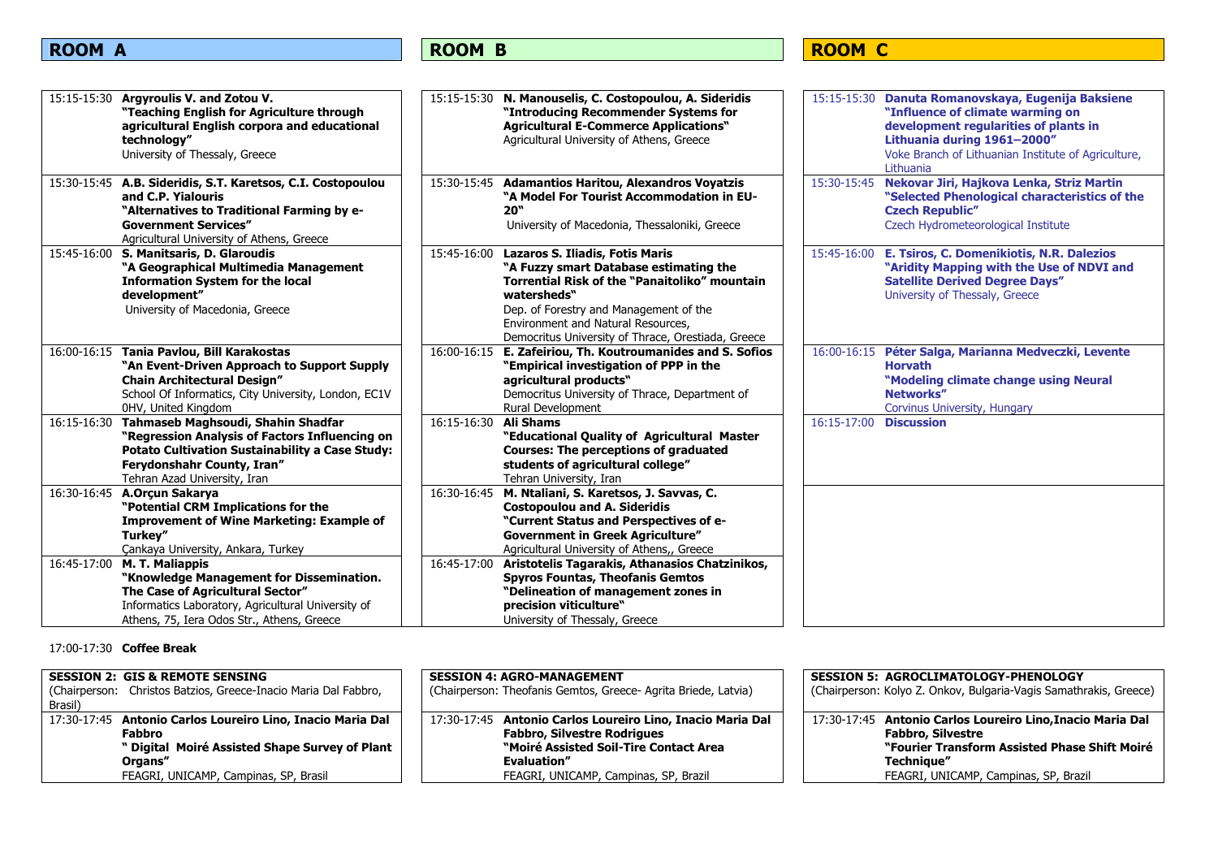## ROOM A

| | |
|---|---|
| 15:15-15:30 | **Argyroulis V. and Zotou V.**<br>**"Teaching English for Agriculture through agricultural English corpora and educational technology"**<br>University of Thessaly, Greece |
| 15:30-15:45 | **A.B. Sideridis, S.T. Karetsos, C.I. Costopoulou and C.P. Yialouris**<br>**"Alternatives to Traditional Farming by e-Government Services"**<br>Agricultural University of Athens, Greece |
| 15:45-16:00 | **S. Manitsaris, D. Glaroudis**<br>**"A Geographical Multimedia Management Information System for the local development"**<br>University of Macedonia, Greece |
| 16:00-16:15 | **Tania Pavlou, Bill Karakostas**<br>**"An Event-Driven Approach to Support Supply Chain Architectural Design"**<br>School Of Informatics, City University, London, EC1V 0HV, United Kingdom |
| 16:15-16:30 | **Tahmaseb Maghsoudi, Shahin Shadfar**<br>**"Regression Analysis of Factors Influencing on Potato Cultivation Sustainability a Case Study: Ferydonshahr County, Iran"**<br>Tehran Azad University, Iran |
| 16:30-16:45 | **A.Orçun Sakarya**<br>**"Potential CRM Implications for the Improvement of Wine Marketing: Example of Turkey"**<br>Çankaya University, Ankara, Turkey |
| 16:45-17:00 | **M. T. Maliappis**<br>**"Knowledge Management for Dissemination. The Case of Agricultural Sector"**<br>Informatics Laboratory, Agricultural University of Athens, 75, Iera Odos Str., Athens, Greece |

## ROOM B

| | |
|---|---|
| 15:15-15:30 | **N. Manouselis, C. Costopoulou, A. Sideridis**<br>**"Introducing Recommender Systems for Agricultural E-Commerce Applications"**<br>Agricultural University of Athens, Greece |
| 15:30-15:45 | **Adamantios Haritou, Alexandros Voyatzis**<br>**"A Model For Tourist Accommodation in EU-20"**<br>University of Macedonia, Thessaloniki, Greece |
| 15:45-16:00 | **Lazaros S. Iliadis, Fotis Maris**<br>**"A Fuzzy smart Database estimating the Torrential Risk of the "Panaitoliko" mountain watersheds"**<br>Dep. of Forestry and Management of the Environment and Natural Resources, Democritus University of Thrace, Orestiada, Greece |
| 16:00-16:15 | **E. Zafeiriou, Th. Koutroumanides and S. Sofios**<br>**"Empirical investigation of PPP in the agricultural products"**<br>Democritus University of Thrace, Department of Rural Development |
| 16:15-16:30 | **Ali Shams**<br>**"Educational Quality of Agricultural Master Courses: The perceptions of graduated students of agricultural college"**<br>Tehran University, Iran |
| 16:30-16:45 | **M. Ntaliani, S. Karetsos, J. Savvas, C. Costopoulou and A. Sideridis**<br>**"Current Status and Perspectives of e-Government in Greek Agriculture"**<br>Agricultural University of Athens,, Greece |
| 16:45-17:00 | **Aristotelis Tagarakis, Athanasios Chatzinikos, Spyros Fountas, Theofanis Gemtos**<br>**"Delineation of management zones in precision viticulture"**<br>University of Thessaly, Greece |

## ROOM C

| | |
|---|---|
| 15:15-15:30 | **Danuta Romanovskaya, Eugenija Baksiene**<br>**"Influence of climate warming on development regularities of plants in Lithuania during 1961–2000"**<br>Voke Branch of Lithuanian Institute of Agriculture, Lithuania |
| 15:30-15:45 | **Nekovar Jiri, Hajkova Lenka, Striz Martin**<br>**"Selected Phenological characteristics of the Czech Republic"**<br>Czech Hydrometeorological Institute |
| 15:45-16:00 | **E. Tsiros, C. Domenikiotis, N.R. Dalezios**<br>**"Aridity Mapping with the Use of NDVI and Satellite Derived Degree Days"**<br>University of Thessaly, Greece |
| 16:00-16:15 | **Péter Salga, Marianna Medveczki, Levente Horvath**<br>**"Modeling climate change using Neural Networks"**<br>Corvinus University, Hungary |
| 16:15-17:00 | **Discussion** |

17:00-17:30 **Coffee Break**

**SESSION 2: GIS & REMOTE SENSING**
(Chairperson: Christos Batzios, Greece-Inacio Maria Dal Fabbro, Brasil)

| | |
|---|---|
| 17:30-17:45 | **Antonio Carlos Loureiro Lino, Inacio Maria Dal Fabbro**<br>**" Digital Moiré Assisted Shape Survey of Plant Organs"**<br>FEAGRI, UNICAMP, Campinas, SP, Brasil |

**SESSION 4: AGRO-MANAGEMENT**
(Chairperson: Theofanis Gemtos, Greece- Agrita Briede, Latvia)

| | |
|---|---|
| 17:30-17:45 | **Antonio Carlos Loureiro Lino, Inacio Maria Dal Fabbro, Silvestre Rodrigues**<br>**"Moiré Assisted Soil-Tire Contact Area Evaluation"**<br>FEAGRI, UNICAMP, Campinas, SP, Brazil |

**SESSION 5: AGROCLIMATOLOGY-PHENOLOGY**
(Chairperson: Kolyo Z. Onkov, Bulgaria-Vagis Samathrakis, Greece)

| | |
|---|---|
| 17:30-17:45 | **Antonio Carlos Loureiro Lino,Inacio Maria Dal Fabbro, Silvestre**<br>**"Fourier Transform Assisted Phase Shift Moiré Technique"**<br>FEAGRI, UNICAMP, Campinas, SP, Brazil |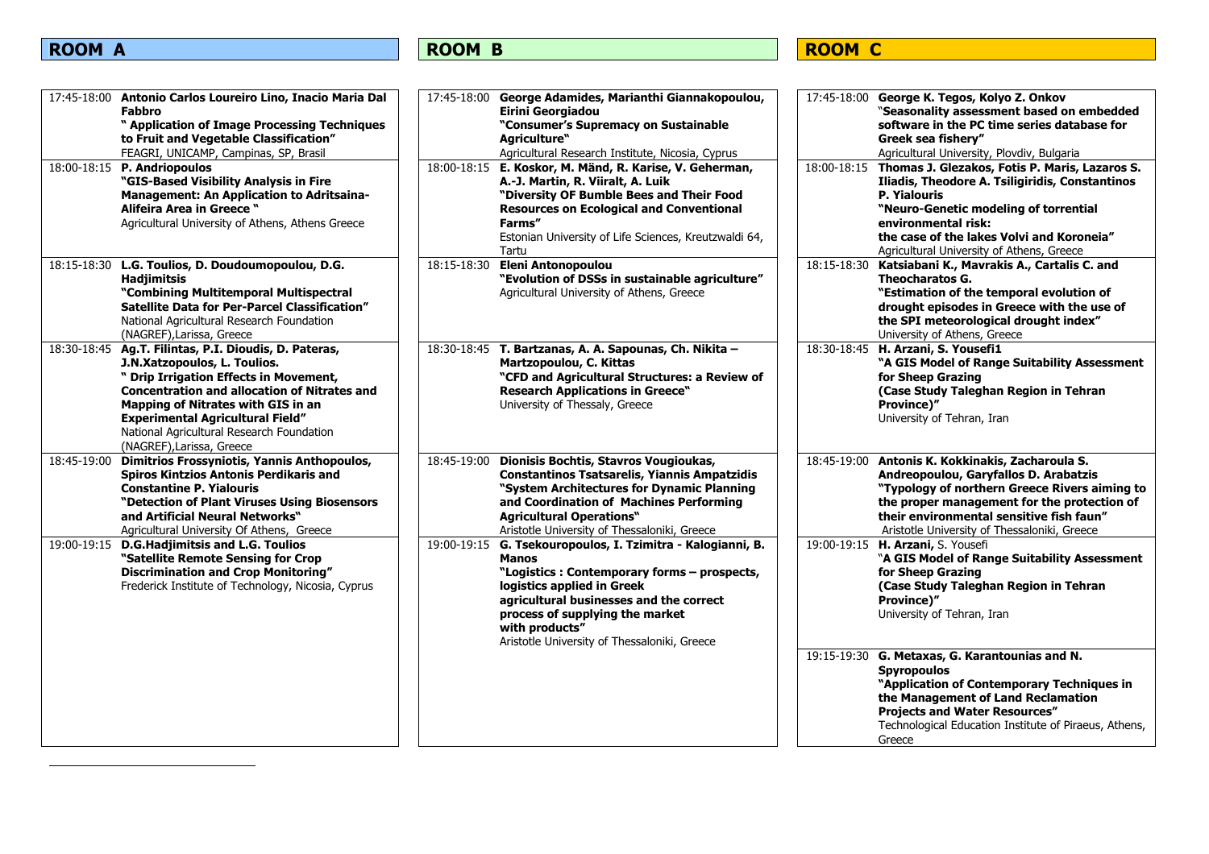## ROOM A

| | |
|---|---|
| 17:45-18:00 | **Antonio Carlos Loureiro Lino, Inacio Maria Dal Fabbro**<br>**" Application of Image Processing Techniques to Fruit and Vegetable Classification"**<br>FEAGRI, UNICAMP, Campinas, SP, Brasil |
| 18:00-18:15 | **P. Andriopoulos**<br>**"GIS-Based Visibility Analysis in Fire Management: An Application to Adritsaina-Alifeira Area in Greece "**<br>Agricultural University of Athens, Athens Greece |
| 18:15-18:30 | **L.G. Toulios, D. Doudoumopoulou, D.G. Hadjimitsis**<br>**"Combining Multitemporal Multispectral Satellite Data for Per-Parcel Classification"**<br>National Agricultural Research Foundation (NAGREF),Larissa, Greece |
| 18:30-18:45 | **Ag.T. Filintas, P.I. Dioudis, D. Pateras, J.N.Xatzopoulos, L. Toulios.**<br>**" Drip Irrigation Effects in Movement, Concentration and allocation of Nitrates and Mapping of Nitrates with GIS in an Experimental Agricultural Field"**<br>National Agricultural Research Foundation (NAGREF),Larissa, Greece |
| 18:45-19:00 | **Dimitrios Frossyniotis, Yannis Anthopoulos, Spiros Kintzios Antonis Perdikaris and Constantine P. Yialouris**<br>**"Detection of Plant Viruses Using Biosensors and Artificial Neural Networks"**<br>Agricultural University Of Athens, Greece |
| 19:00-19:15 | **D.G.Hadjimitsis and L.G. Toulios**<br>**"Satellite Remote Sensing for Crop Discrimination and Crop Monitoring"**<br>Frederick Institute of Technology, Nicosia, Cyprus |

## ROOM B

| | |
|---|---|
| 17:45-18:00 | **George Adamides, Marianthi Giannakopoulou, Eirini Georgiadou**<br>**"Consumer's Supremacy on Sustainable Agriculture"**<br>Agricultural Research Institute, Nicosia, Cyprus |
| 18:00-18:15 | **E. Koskor, M. Mänd, R. Karise, V. Geherman, A.-J. Martin, R. Viiralt, A. Luik**<br>**"Diversity OF Bumble Bees and Their Food Resources on Ecological and Conventional Farms"**<br>Estonian University of Life Sciences, Kreutzwaldi 64, Tartu |
| 18:15-18:30 | **Eleni Antonopoulou**<br>**"Evolution of DSSs in sustainable agriculture"**<br>Agricultural University of Athens, Greece |
| 18:30-18:45 | **T. Bartzanas, A. A. Sapounas, Ch. Nikita – Martzopoulou, C. Kittas**<br>**"CFD and Agricultural Structures: a Review of Research Applications in Greece"**<br>University of Thessaly, Greece |
| 18:45-19:00 | **Dionisis Bochtis, Stavros Vougioukas, Constantinos Tsatsarelis, Yiannis Ampatzidis**<br>**"System Architectures for Dynamic Planning and Coordination of Machines Performing Agricultural Operations"**<br>Aristotle University of Thessaloniki, Greece |
| 19:00-19:15 | **G. Tsekouropoulos, I. Tzimitra - Kalogianni, B. Manos**<br>**"Logistics : Contemporary forms – prospects, logistics applied in Greek agricultural businesses and the correct process of supplying the market with products"**<br>Aristotle University of Thessaloniki, Greece |

## ROOM C

| | |
|---|---|
| 17:45-18:00 | **George K. Tegos, Kolyo Z. Onkov**<br>**"Seasonality assessment based on embedded software in the PC time series database for Greek sea fishery"**<br>Agricultural University, Plovdiv, Bulgaria |
| 18:00-18:15 | **Thomas J. Glezakos, Fotis P. Maris, Lazaros S. Iliadis, Theodore A. Tsiligiridis, Constantinos P. Yialouris**<br>**"Neuro-Genetic modeling of torrential environmental risk: the case of the lakes Volvi and Koroneia"**<br>Agricultural University of Athens, Greece |
| 18:15-18:30 | **Katsiabani K., Mavrakis A., Cartalis C. and Theocharatos G.**<br>**"Estimation of the temporal evolution of drought episodes in Greece with the use of the SPI meteorological drought index"**<br>University of Athens, Greece |
| 18:30-18:45 | **H. Arzani, S. Yousefi1**<br>**"A GIS Model of Range Suitability Assessment for Sheep Grazing (Case Study Taleghan Region in Tehran Province)"**<br>University of Tehran, Iran |
| 18:45-19:00 | **Antonis K. Kokkinakis, Zacharoula S. Andreopoulou, Garyfallos D. Arabatzis**<br>**"Typology of northern Greece Rivers aiming to the proper management for the protection of their environmental sensitive fish faun"**<br>Aristotle University of Thessaloniki, Greece |
| 19:00-19:15 | **H. Arzani,** S. Yousefi<br>**"A GIS Model of Range Suitability Assessment for Sheep Grazing (Case Study Taleghan Region in Tehran Province)"**<br>University of Tehran, Iran |
| 19:15-19:30 | **G. Metaxas, G. Karantounias and N. Spyropoulos**<br>**"Application of Contemporary Techniques in the Management of Land Reclamation Projects and Water Resources"**<br>Technological Education Institute of Piraeus, Athens, Greece |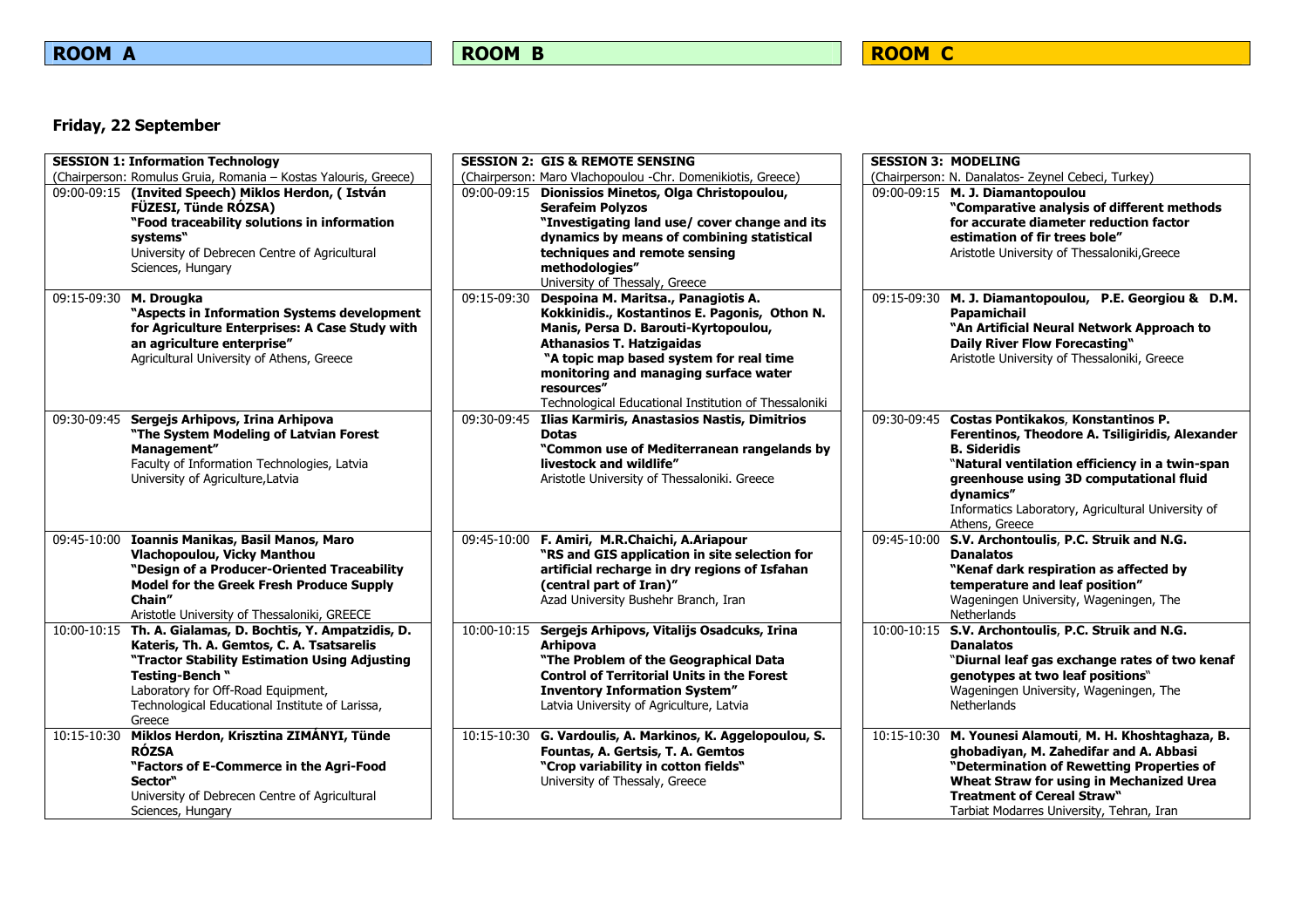## ROOM A

### Friday, 22 September

| **SESSION 1: Information Technology** | |
|---|---|
| (Chairperson: Romulus Gruia, Romania – Kostas Yalouris, Greece) | |
| 09:00-09:15 | **(Invited Speech) Miklos Herdon, ( István FÜZESI, Tünde RÓZSA)** **"Food traceability solutions in information systems"** University of Debrecen Centre of Agricultural Sciences, Hungary |
| 09:15-09:30 | **M. Drougka** **"Aspects in Information Systems development for Agriculture Enterprises: A Case Study with an agriculture enterprise"** Agricultural University of Athens, Greece |
| 09:30-09:45 | **Sergejs Arhipovs, Irina Arhipova** **"The System Modeling of Latvian Forest Management"** Faculty of Information Technologies, Latvia University of Agriculture,Latvia |
| 09:45-10:00 | **Ioannis Manikas, Basil Manos, Maro Vlachopoulou, Vicky Manthou** **"Design of a Producer-Oriented Traceability Model for the Greek Fresh Produce Supply Chain"** Aristotle University of Thessaloniki, GREECE |
| 10:00-10:15 | **Th. A. Gialamas, D. Bochtis, Y. Ampatzidis, D. Kateris, Th. A. Gemtos, C. A. Tsatsarelis** **"Tractor Stability Estimation Using Adjusting Testing-Bench "** Laboratory for Off-Road Equipment, Technological Educational Institute of Larissa, Greece |
| 10:15-10:30 | **Miklos Herdon, Krisztina ZIMÁNYI, Tünde RÓZSA** **"Factors of E-Commerce in the Agri-Food Sector"** University of Debrecen Centre of Agricultural Sciences, Hungary |

## ROOM B

| **SESSION 2: GIS & REMOTE SENSING** | |
|---|---|
| (Chairperson: Maro Vlachopoulou -Chr. Domenikiotis, Greece) | |
| 09:00-09:15 | **Dionissios Minetos, Olga Christopoulou, Serafeim Polyzos** **"Investigating land use/ cover change and its dynamics by means of combining statistical techniques and remote sensing methodologies"** University of Thessaly, Greece |
| 09:15-09:30 | **Despoina M. Maritsa., Panagiotis A. Kokkinidis., Kostantinos E. Pagonis, Othon N. Manis, Persa D. Barouti-Kyrtopoulou, Athanasios T. Hatzigaidas** **"A topic map based system for real time monitoring and managing surface water resources"** Technological Educational Institution of Thessaloniki |
| 09:30-09:45 | **Ilias Karmiris, Anastasios Nastis, Dimitrios Dotas** **"Common use of Mediterranean rangelands by livestock and wildlife"** Aristotle University of Thessaloniki. Greece |
| 09:45-10:00 | **F. Amiri, M.R.Chaichi, A.Ariapour** **"RS and GIS application in site selection for artificial recharge in dry regions of Isfahan (central part of Iran)"** Azad University Bushehr Branch, Iran |
| 10:00-10:15 | **Sergejs Arhipovs, Vitalijs Osadcuks, Irina Arhipova** **"The Problem of the Geographical Data Control of Territorial Units in the Forest Inventory Information System"** Latvia University of Agriculture, Latvia |
| 10:15-10:30 | **G. Vardoulis, A. Markinos, K. Aggelopoulou, S. Fountas, A. Gertsis, T. A. Gemtos** **"Crop variability in cotton fields"** University of Thessaly, Greece |

## ROOM C

| **SESSION 3: MODELING** | |
|---|---|
| (Chairperson: N. Danalatos- Zeynel Cebeci, Turkey) | |
| 09:00-09:15 | **M. J. Diamantopoulou** **"Comparative analysis of different methods for accurate diameter reduction factor estimation of fir trees bole"** Aristotle University of Thessaloniki,Greece |
| 09:15-09:30 | **M. J. Diamantopoulou, P.E. Georgiou & D.M. Papamichail** **"An Artificial Neural Network Approach to Daily River Flow Forecasting"** Aristotle University of Thessaloniki, Greece |
| 09:30-09:45 | **Costas Pontikakos, Konstantinos P. Ferentinos, Theodore A. Tsiligiridis, Alexander B. Sideridis** **"Natural ventilation efficiency in a twin-span greenhouse using 3D computational fluid dynamics"** Informatics Laboratory, Agricultural University of Athens, Greece |
| 09:45-10:00 | **S.V. Archontoulis, P.C. Struik and N.G. Danalatos** **"Kenaf dark respiration as affected by temperature and leaf position"** Wageningen University, Wageningen, The Netherlands |
| 10:00-10:15 | **S.V. Archontoulis, P.C. Struik and N.G. Danalatos** **"Diurnal leaf gas exchange rates of two kenaf genotypes at two leaf positions"** Wageningen University, Wageningen, The Netherlands |
| 10:15-10:30 | **M. Younesi Alamouti, M. H. Khoshtaghaza, B. ghobadiyan, M. Zahedifar and A. Abbasi** **"Determination of Rewetting Properties of Wheat Straw for using in Mechanized Urea Treatment of Cereal Straw"** Tarbiat Modarres University, Tehran, Iran |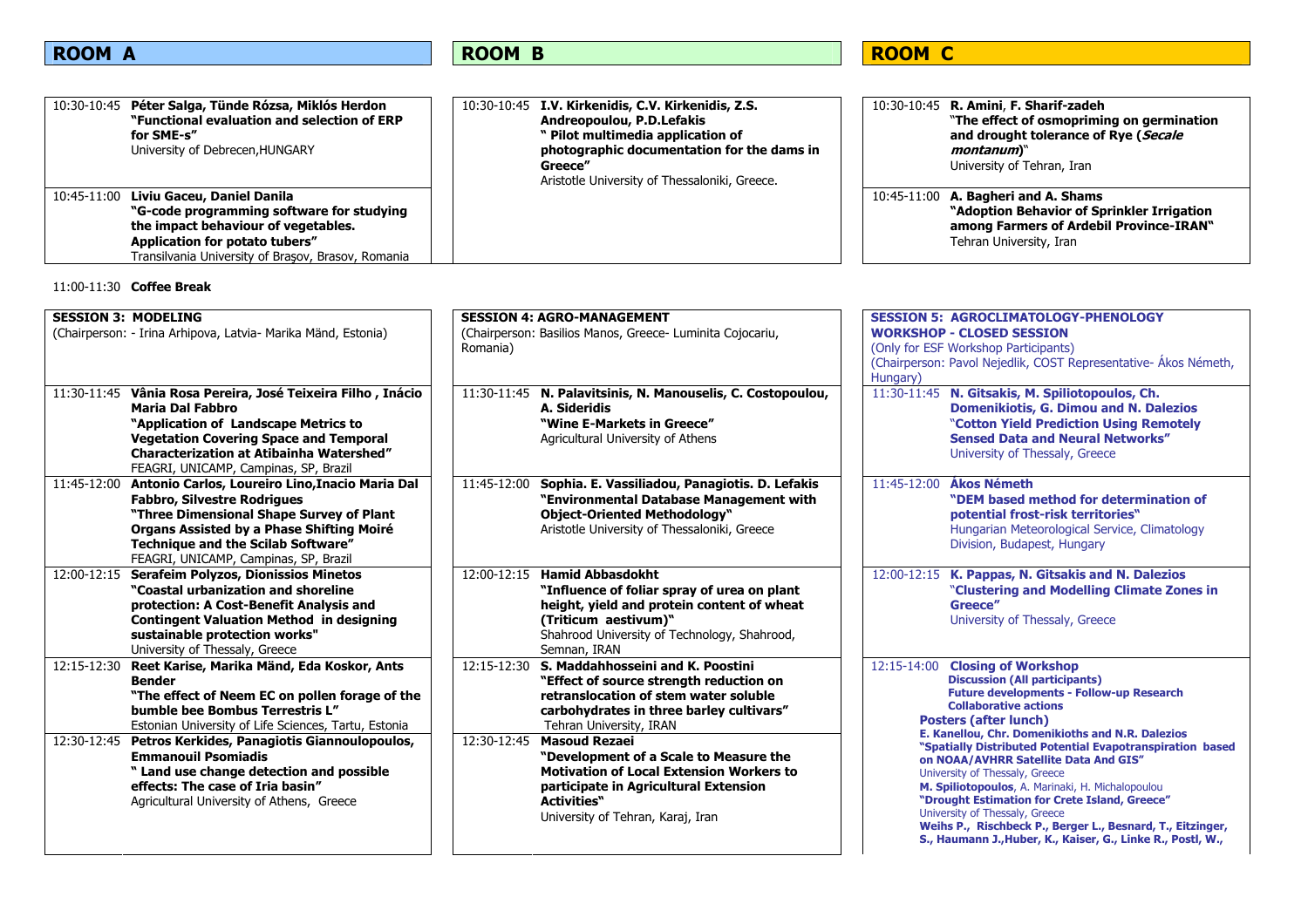## ROOM A

| | |
|---|---|
| 10:30-10:45 | **Péter Salga, Tünde Rózsa, Miklós Herdon** **"Functional evaluation and selection of ERP for SME-s"** University of Debrecen,HUNGARY |
| 10:45-11:00 | **Liviu Gaceu, Daniel Danila** **"G-code programming software for studying the impact behaviour of vegetables. Application for potato tubers"** Transilvania University of Braşov, Brasov, Romania |

## ROOM B

| | |
|---|---|
| 10:30-10:45 | **I.V. Kirkenidis, C.V. Kirkenidis, Z.S. Andreopoulou, P.D.Lefakis** **" Pilot multimedia application of photographic documentation for the dams in Greece"** Aristotle University of Thessaloniki, Greece. |

## ROOM C

| | |
|---|---|
| 10:30-10:45 | **R. Amini**, **F. Sharif-zadeh** **"The effect of osmopriming on germination and drought tolerance of Rye (*Secale montanum*)"** University of Tehran, Iran |
| 10:45-11:00 | **A. Bagheri and A. Shams** **"Adoption Behavior of Sprinkler Irrigation among Farmers of Ardebil Province-IRAN"** Tehran University, Iran |

11:00-11:30 **Coffee Break**

### SESSION 3: MODELING

(Chairperson: - Irina Arhipova, Latvia- Marika Mänd, Estonia)

| | |
|---|---|
| 11:30-11:45 | **Vânia Rosa Pereira, José Teixeira Filho , Inácio Maria Dal Fabbro** **"Application of Landscape Metrics to Vegetation Covering Space and Temporal Characterization at Atibainha Watershed"** FEAGRI, UNICAMP, Campinas, SP, Brazil |
| 11:45-12:00 | **Antonio Carlos, Loureiro Lino,Inacio Maria Dal Fabbro, Silvestre Rodrigues** **"Three Dimensional Shape Survey of Plant Organs Assisted by a Phase Shifting Moiré Technique and the Scilab Software"** FEAGRI, UNICAMP, Campinas, SP, Brazil |
| 12:00-12:15 | **Serafeim Polyzos, Dionissios Minetos** **"Coastal urbanization and shoreline protection: A Cost-Benefit Analysis and Contingent Valuation Method in designing sustainable protection works"** University of Thessaly, Greece |
| 12:15-12:30 | **Reet Karise, Marika Mänd, Eda Koskor, Ants Bender** **"The effect of Neem EC on pollen forage of the bumble bee Bombus Terrestris L"** Estonian University of Life Sciences, Tartu, Estonia |
| 12:30-12:45 | **Petros Kerkides, Panagiotis Giannoulopoulos, Emmanouil Psomiadis** **" Land use change detection and possible effects: The case of Iria basin"** Agricultural University of Athens, Greece |

### SESSION 4: AGRO-MANAGEMENT

(Chairperson: Basilios Manos, Greece- Luminita Cojocariu, Romania)

| | |
|---|---|
| 11:30-11:45 | **N. Palavitsinis, N. Manouselis, C. Costopoulou, A. Sideridis** **"Wine E-Markets in Greece"** Agricultural University of Athens |
| 11:45-12:00 | **Sophia. E. Vassiliadou, Panagiotis. D. Lefakis** **"Environmental Database Management with Object-Oriented Methodology"** Aristotle University of Thessaloniki, Greece |
| 12:00-12:15 | **Hamid Abbasdokht** **"Influence of foliar spray of urea on plant height, yield and protein content of wheat (Triticum aestivum)"** Shahrood University of Technology, Shahrood, Semnan, IRAN |
| 12:15-12:30 | **S. Maddahhosseini and K. Poostini** **"Effect of source strength reduction on retranslocation of stem water soluble carbohydrates in three barley cultivars"** Tehran University, IRAN |
| 12:30-12:45 | **Masoud Rezaei** **"Development of a Scale to Measure the Motivation of Local Extension Workers to participate in Agricultural Extension Activities"** University of Tehran, Karaj, Iran |

### SESSION 5: AGROCLIMATOLOGY-PHENOLOGY WORKSHOP - CLOSED SESSION

(Only for ESF Workshop Participants)
(Chairperson: Pavol Nejedlik, COST Representative- Ákos Németh, Hungary)

| | |
|---|---|
| 11:30-11:45 | **N. Gitsakis, M. Spiliotopoulos, Ch. Domenikiotis, G. Dimou and N. Dalezios** **"Cotton Yield Prediction Using Remotely Sensed Data and Neural Networks"** University of Thessaly, Greece |
| 11:45-12:00 | **Ákos Németh** **"DEM based method for determination of potential frost-risk territories"** Hungarian Meteorological Service, Climatology Division, Budapest, Hungary |
| 12:00-12:15 | **K. Pappas, N. Gitsakis and N. Dalezios** **"Clustering and Modelling Climate Zones in Greece"** University of Thessaly, Greece |
| 12:15-14:00 | **Closing of Workshop** **Discussion (All participants)** **Future developments - Follow-up Research** **Collaborative actions** |

**Posters (after lunch)**

**E. Kanellou, Chr. Domenikioths and N.R. Dalezios**
**"Spatially Distributed Potential Evapotranspiration based on NOAA/AVHRR Satellite Data And GIS"**
University of Thessaly, Greece

**M. Spiliotopoulos**, A. Marinaki, H. Michalopoulou
**"Drought Estimation for Crete Island, Greece"**
University of Thessaly, Greece

**Weihs P., Rischbeck P., Berger L., Besnard, T., Eitzinger, S., Haumann J.,Huber, K., Kaiser, G., Linke R., Postl, W.,**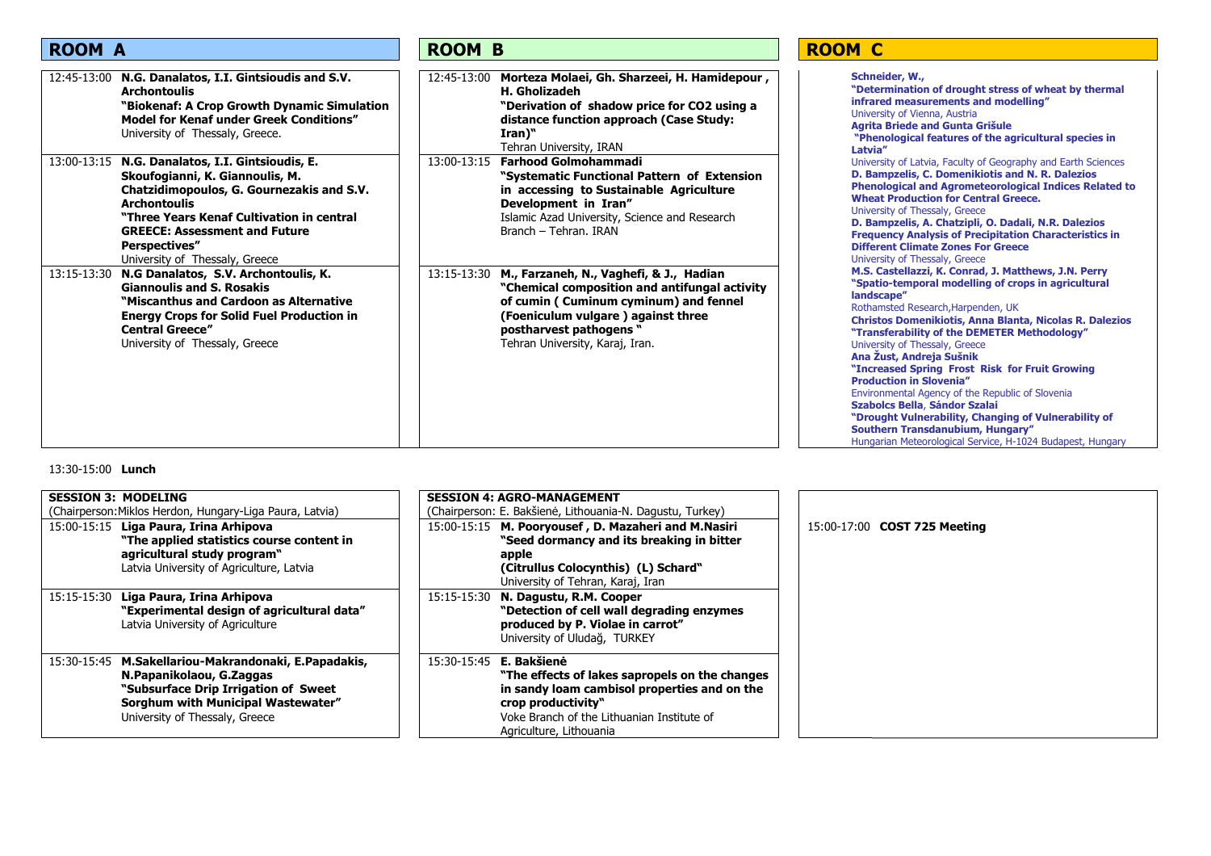## ROOM A

| Time | Presentation |
|---|---|
| 12:45-13:00 | **N.G. Danalatos, I.I. Gintsioudis and S.V. Archontoulis**<br>**"Biokenaf: A Crop Growth Dynamic Simulation Model for Kenaf under Greek Conditions"**<br>University of Thessaly, Greece. |
| 13:00-13:15 | **N.G. Danalatos, I.I. Gintsioudis, E. Skoufogianni, K. Giannoulis, M. Chatzidimopoulos, G. Gournezakis and S.V. Archontoulis**<br>**"Three Years Kenaf Cultivation in central GREECE: Assessment and Future Perspectives"**<br>University of Thessaly, Greece |
| 13:15-13:30 | **N.G Danalatos, S.V. Archontoulis, K. Giannoulis and S. Rosakis**<br>**"Miscanthus and Cardoon as Alternative Energy Crops for Solid Fuel Production in Central Greece"**<br>University of Thessaly, Greece |

## ROOM B

| Time | Presentation |
|---|---|
| 12:45-13:00 | **Morteza Molaei, Gh. Sharzeei, H. Hamidepour , H. Gholizadeh**<br>**"Derivation of shadow price for CO2 using a distance function approach (Case Study: Iran)"**<br>Tehran University, IRAN |
| 13:00-13:15 | **Farhood Golmohammadi**<br>**"Systematic Functional Pattern of Extension in accessing to Sustainable Agriculture Development in Iran"**<br>Islamic Azad University, Science and Research Branch – Tehran. IRAN |
| 13:15-13:30 | **M., Farzaneh, N., Vaghefi, & J., Hadian**<br>**"Chemical composition and antifungal activity of cumin ( Cuminum cyminum) and fennel (Foeniculum vulgare ) against three postharvest pathogens "**<br>Tehran University, Karaj, Iran. |

## ROOM C

**Schneider, W.,**
**"Determination of drought stress of wheat by thermal infrared measurements and modelling"**
University of Vienna, Austria

**Agrita Briede and Gunta Grišule**
**"Phenological features of the agricultural species in Latvia"**
University of Latvia, Faculty of Geography and Earth Sciences

**D. Bampzelis, C. Domenikiotis and N. R. Dalezios**
**Phenological and Agrometeorological Indices Related to Wheat Production for Central Greece.**
University of Thessaly, Greece

**D. Bampzelis, A. Chatzipli, O. Dadali, N.R. Dalezios**
**Frequency Analysis of Precipitation Characteristics in Different Climate Zones For Greece**
University of Thessaly, Greece

**M.S. Castellazzi, K. Conrad, J. Matthews, J.N. Perry**
**"Spatio-temporal modelling of crops in agricultural landscape"**
Rothamsted Research,Harpenden, UK

**Christos Domenikiotis, Anna Blanta, Nicolas R. Dalezios**
**"Transferability of the DEMETER Methodology"**
University of Thessaly, Greece

**Ana Žust, Andreja Sušnik**
**"Increased Spring Frost Risk for Fruit Growing Production in Slovenia"**
Environmental Agency of the Republic of Slovenia

**Szabolcs Bella**, **Sándor Szalai**
**"Drought Vulnerability, Changing of Vulnerability of Southern Transdanubium, Hungary"**
Hungarian Meteorological Service, H-1024 Budapest, Hungary

13:30-15:00 **Lunch**

### SESSION 3: MODELING
(Chairperson: Miklos Herdon, Hungary-Liga Paura, Latvia)

| Time | Presentation |
|---|---|
| 15:00-15:15 | **Liga Paura, Irina Arhipova**<br>**"The applied statistics course content in agricultural study program"**<br>Latvia University of Agriculture, Latvia |
| 15:15-15:30 | **Liga Paura, Irina Arhipova**<br>**"Experimental design of agricultural data"**<br>Latvia University of Agriculture |
| 15:30-15:45 | **M.Sakellariou-Makrandonaki, E.Papadakis, N.Papanikolaou, G.Zaggas**<br>**"Subsurface Drip Irrigation of Sweet Sorghum with Municipal Wastewater"**<br>University of Thessaly, Greece |

### SESSION 4: AGRO-MANAGEMENT
(Chairperson: E. Bakšienė, Lithouania-N. Dagustu, Turkey)

| Time | Presentation |
|---|---|
| 15:00-15:15 | **M. Pooryousef , D. Mazaheri and M.Nasiri**<br>**"Seed dormancy and its breaking in bitter apple (Citrullus Colocynthis) (L) Schard"**<br>University of Tehran, Karaj, Iran |
| 15:15-15:30 | **N. Dagustu, R.M. Cooper**<br>**"Detection of cell wall degrading enzymes produced by P. Violae in carrot"**<br>University of Uludağ, TURKEY |
| 15:30-15:45 | **E. Bakšienė**<br>**"The effects of lakes sapropels on the changes in sandy loam cambisol properties and on the crop productivity"**<br>Voke Branch of the Lithuanian Institute of Agriculture, Lithouania |

15:00-17:00 **COST 725 Meeting**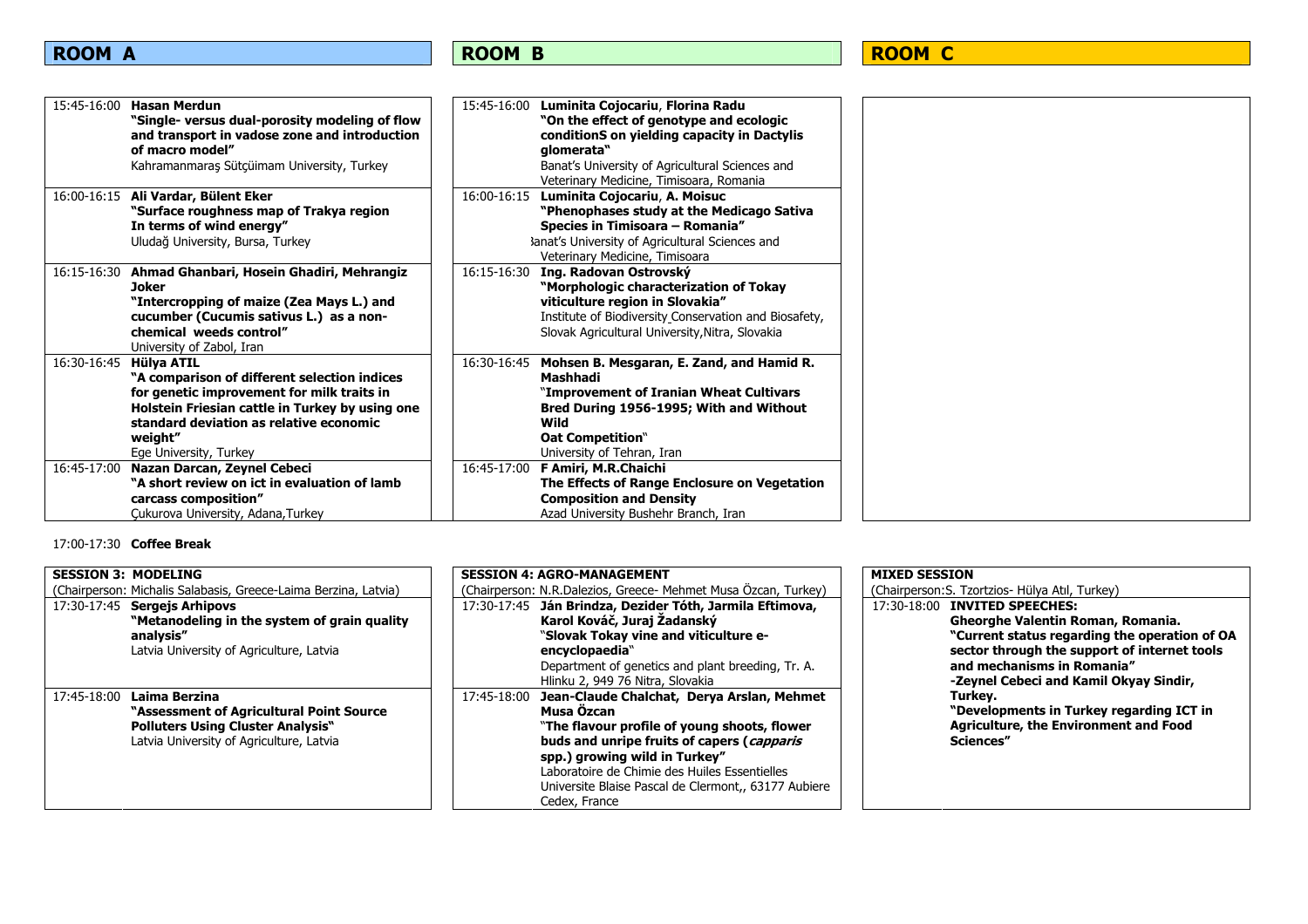## ROOM A

| | |
|---|---|
| 15:45-16:00 | **Hasan Merdun**<br>**"Single- versus dual-porosity modeling of flow and transport in vadose zone and introduction of macro model"**<br>Kahramanmaraş Sütçüimam University, Turkey |
| 16:00-16:15 | **Ali Vardar, Bülent Eker**<br>**"Surface roughness map of Trakya region In terms of wind energy"**<br>Uludağ University, Bursa, Turkey |
| 16:15-16:30 | **Ahmad Ghanbari, Hosein Ghadiri, Mehrangiz Joker**<br>**"Intercropping of maize (Zea Mays L.) and cucumber (Cucumis sativus L.) as a non-chemical weeds control"**<br>University of Zabol, Iran |
| 16:30-16:45 | **Hülya ATIL**<br>**"A comparison of different selection indices for genetic improvement for milk traits in Holstein Friesian cattle in Turkey by using one standard deviation as relative economic weight"**<br>Ege University, Turkey |
| 16:45-17:00 | **Nazan Darcan, Zeynel Cebeci**<br>**"A short review on ict in evaluation of lamb carcass composition"**<br>Çukurova University, Adana,Turkey |

## ROOM B

| | |
|---|---|
| 15:45-16:00 | **Luminita Cojocariu**, **Florina Radu**<br>**"On the effect of genotype and ecologic conditionS on yielding capacity in Dactylis glomerata"**<br>Banat's University of Agricultural Sciences and Veterinary Medicine, Timisoara, Romania |
| 16:00-16:15 | **Luminita Cojocariu**, **A. Moisuc**<br>**"Phenophases study at the Medicago Sativa Species in Timisoara – Romania"**<br>Banat's University of Agricultural Sciences and Veterinary Medicine, Timisoara |
| 16:15-16:30 | **Ing. Radovan Ostrovský**<br>**"Morphologic characterization of Tokay viticulture region in Slovakia"**<br>Institute of Biodiversity Conservation and Biosafety, Slovak Agricultural University,Nitra, Slovakia |
| 16:30-16:45 | **Mohsen B. Mesgaran, E. Zand, and Hamid R. Mashhadi**<br>**"Improvement of Iranian Wheat Cultivars Bred During 1956-1995; With and Without Wild Oat Competition"**<br>University of Tehran, Iran |
| 16:45-17:00 | **F Amiri, M.R.Chaichi**<br>**The Effects of Range Enclosure on Vegetation Composition and Density**<br>Azad University Bushehr Branch, Iran |

## ROOM C

17:00-17:30 **Coffee Break**

**SESSION 3: MODELING**

(Chairperson: Michalis Salabasis, Greece-Laima Berzina, Latvia)

| | |
|---|---|
| 17:30-17:45 | **Sergejs Arhipovs**<br>**"Metanodeling in the system of grain quality analysis"**<br>Latvia University of Agriculture, Latvia |
| 17:45-18:00 | **Laima Berzina**<br>**"Assessment of Agricultural Point Source Polluters Using Cluster Analysis"**<br>Latvia University of Agriculture, Latvia |

**SESSION 4: AGRO-MANAGEMENT**

(Chairperson: N.R.Dalezios, Greece- Mehmet Musa Özcan, Turkey)

| | |
|---|---|
| 17:30-17:45 | **Ján Brindza, Dezider Tóth, Jarmila Eftimova, Karol Kováč, Juraj Žadanský**<br>**"Slovak Tokay vine and viticulture e-encyclopaedia"**<br>Department of genetics and plant breeding, Tr. A. Hlinku 2, 949 76 Nitra, Slovakia |
| 17:45-18:00 | **Jean-Claude Chalchat, Derya Arslan, Mehmet Musa Özcan**<br>**"The flavour profile of young shoots, flower buds and unripe fruits of capers (*capparis* spp.) growing wild in Turkey"**<br>Laboratoire de Chimie des Huiles Essentielles Universite Blaise Pascal de Clermont,, 63177 Aubiere Cedex, France |

**MIXED SESSION**

(Chairperson:S. Tzortzios- Hülya Atıl, Turkey)

| | |
|---|---|
| 17:30-18:00 | **INVITED SPEECHES:**<br>**Gheorghe Valentin Roman, Romania.**<br>**"Current status regarding the operation of OA sector through the support of internet tools and mechanisms in Romania"**<br>**-Zeynel Cebeci and Kamil Okyay Sindir, Turkey.**<br>**"Developments in Turkey regarding ICT in Agriculture, the Environment and Food Sciences"** |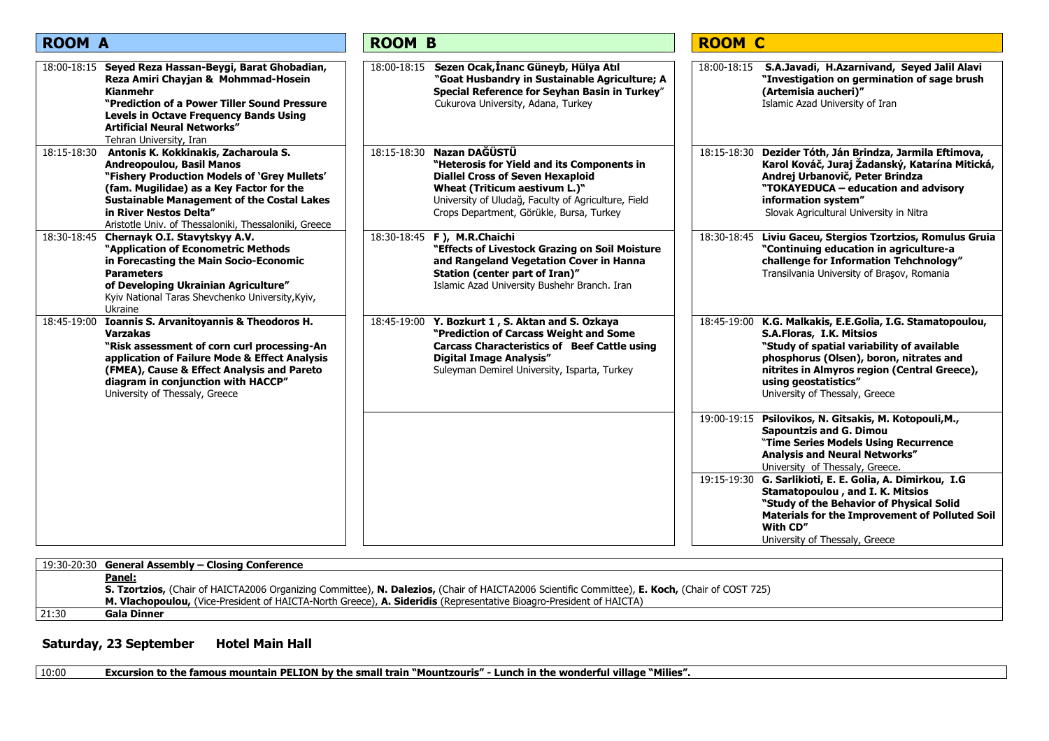## ROOM A

| Time | Session |
|---|---|
| 18:00-18:15 | **Seyed Reza Hassan-Beygi, Barat Ghobadian, Reza Amiri Chayjan & Mohmmad-Hosein Kianmehr** **"Prediction of a Power Tiller Sound Pressure Levels in Octave Frequency Bands Using Artificial Neural Networks"** Tehran University, Iran |
| 18:15-18:30 | **Antonis K. Kokkinakis, Zacharoula S. Andreopoulou, Basil Manos** **"Fishery Production Models of 'Grey Mullets' (fam. Mugilidae) as a Key Factor for the Sustainable Management of the Costal Lakes in River Nestos Delta"** Aristotle Univ. of Thessaloniki, Thessaloniki, Greece |
| 18:30-18:45 | **Chernayk O.I. Stavytskyy A.V.** **"Application of Econometric Methods in Forecasting the Main Socio-Economic Parameters of Developing Ukrainian Agriculture"** Kyiv National Taras Shevchenko University,Kyiv, Ukraine |
| 18:45-19:00 | **Ioannis S. Arvanitoyannis & Theodoros H. Varzakas** **"Risk assessment of corn curl processing-An application of Failure Mode & Effect Analysis (FMEA), Cause & Effect Analysis and Pareto diagram in conjunction with HACCP"** University of Thessaly, Greece |

## ROOM B

| Time | Session |
|---|---|
| 18:00-18:15 | **Sezen Ocak,İnanc Güneyb, Hülya Atıl** **"Goat Husbandry in Sustainable Agriculture; A Special Reference for Seyhan Basin in Turkey"** Cukurova University, Adana, Turkey |
| 18:15-18:30 | **Nazan DAĞÜSTÜ** **"Heterosis for Yield and its Components in Diallel Cross of Seven Hexaploid Wheat (Triticum aestivum L.)"** University of Uludağ, Faculty of Agriculture, Field Crops Department, Görükle, Bursa, Turkey |
| 18:30-18:45 | **F ), M.R.Chaichi** **"Effects of Livestock Grazing on Soil Moisture and Rangeland Vegetation Cover in Hanna Station (center part of Iran)"** Islamic Azad University Bushehr Branch. Iran |
| 18:45-19:00 | **Y. Bozkurt 1 , S. Aktan and S. Ozkaya** **"Prediction of Carcass Weight and Some Carcass Characteristics of Beef Cattle using Digital Image Analysis"** Suleyman Demirel University, Isparta, Turkey |

## ROOM C

| Time | Session |
|---|---|
| 18:00-18:15 | **S.A.Javadi, H.Azarnivand, Seyed Jalil Alavi** **"Investigation on germination of sage brush (Artemisia aucheri)"** Islamic Azad University of Iran |
| 18:15-18:30 | **Dezider Tóth, Ján Brindza, Jarmila Eftimova, Karol Kováč, Juraj Žadanský, Katarína Mitická, Andrej Urbanovič, Peter Brindza** **"TOKAYEDUCA – education and advisory information system"** Slovak Agricultural University in Nitra |
| 18:30-18:45 | **Liviu Gaceu, Stergios Tzortzios, Romulus Gruia** **"Continuing education in agriculture-a challenge for Information Tehchnology"** Transilvania University of Braşov, Romania |
| 18:45-19:00 | **K.G. Malkakis, E.E.Golia, I.G. Stamatopoulou, S.A.Floras, I.K. Mitsios** **"Study of spatial variability of available phosphorus (Olsen), boron, nitrates and nitrites in Almyros region (Central Greece), using geostatistics"** University of Thessaly, Greece |
| 19:00-19:15 | **Psilovikos, N. Gitsakis, M. Kotopouli,M., Sapountzis and G. Dimou** **"Time Series Models Using Recurrence Analysis and Neural Networks"** University of Thessaly, Greece. |
| 19:15-19:30 | **G. Sarlikioti, E. E. Golia, A. Dimirkou, I.G Stamatopoulou , and I. K. Mitsios** **"Study of the Behavior of Physical Solid Materials for the Improvement of Polluted Soil With CD"** University of Thessaly, Greece |

| Time | Event |
|---|---|
| 19:30-20:30 | **General Assembly – Closing Conference** |
| | **Panel:** **S. Tzortzios,** (Chair of HAICTA2006 Organizing Committee), **N. Dalezios,** (Chair of HAICTA2006 Scientific Committee), **E. Koch,** (Chair of COST 725) **M. Vlachopoulou,** (Vice-President of HAICTA-North Greece), **A. Sideridis** (Representative Bioagro-President of HAICTA) |
| 21:30 | **Gala Dinner** |

## Saturday, 23 September Hotel Main Hall

| Time | Event |
|---|---|
| 10:00 | **Excursion to the famous mountain PELION by the small train "Mountzouris" - Lunch in the wonderful village "Milies".** |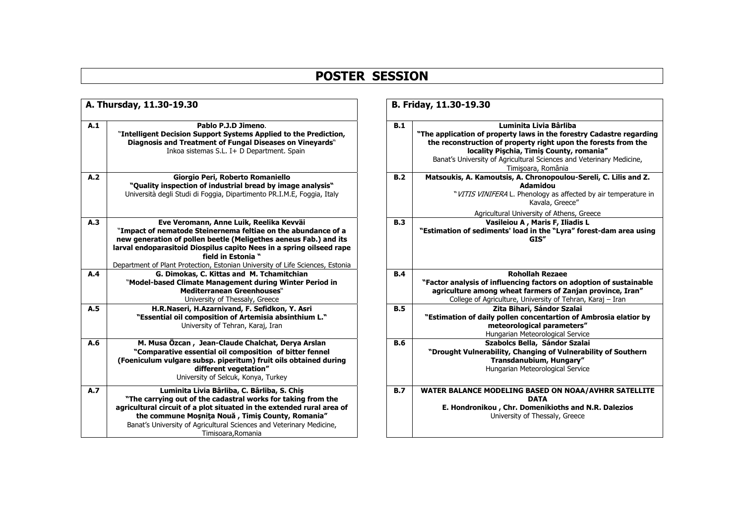# POSTER SESSION

## A. Thursday, 11.30-19.30

| | |
|---|---|
| **A.1** | **Pablo P.J.D Jimeno**. "**Intelligent Decision Support Systems Applied to the Prediction, Diagnosis and Treatment of Fungal Diseases on Vineyards**" Inkoa sistemas S.L. I+ D Department. Spain |
| **A.2** | **Giorgio Peri, Roberto Romaniello** **"Quality inspection of industrial bread by image analysis"** Università degli Studi di Foggia, Dipartimento PR.I.M.E, Foggia, Italy |
| **A.3** | **Eve Veromann, Anne Luik, Reelika Kevväi** "**Impact of nematode Steinernema feltiae on the abundance of a new generation of pollen beetle (Meligethes aeneus Fab.) and its larval endoparasitoid Diospilus capito Nees in a spring oilseed rape field in Estonia** " Department of Plant Protection, Estonian University of Life Sciences, Estonia |
| **A.4** | **G. Dimokas, C. Kittas and M. Tchamitchian** "**Model-based Climate Management during Winter Period in Mediterranean Greenhouses**" University of Thessaly, Greece |
| **A.5** | **H.R.Naseri, H.Azarnivand, F. Sefidkon, Y. Asri** **"Essential oil composition of Artemisia absinthium L."** University of Tehran, Karaj, Iran |
| **A.6** | **M. Musa Özcan , Jean-Claude Chalchat, Derya Arslan** **"Comparative essential oil composition of bitter fennel (Foeniculum vulgare subsp. piperitum) fruit oils obtained during different vegetation"** University of Selcuk, Konya, Turkey |
| **A.7** | **Luminita Livia Bârliba, C. Bârliba, S. Chiş** **"The carrying out of the cadastral works for taking from the agricultural circuit of a plot situated in the extended rural area of the commune Moşniţa Nouă , Timiş County, Romania"** Banat's University of Agricultural Sciences and Veterinary Medicine, Timisoara,Romania |

## B. Friday, 11.30-19.30

| | |
|---|---|
| **B.1** | **Luminita Livia Bârliba** **"The application of property laws in the forestry Cadastre regarding the reconstruction of property right upon the forests from the locality Pişchia, Timiş County, romania"** Banat's University of Agricultural Sciences and Veterinary Medicine, Timişoara, România |
| **B.2** | **Matsoukis, A. Kamoutsis, A. Chronopoulou-Sereli, C. Lilis and Z. Adamidou** "*VITIS VINIFERA* L. Phenology as affected by air temperature in Kavala, Greece" Agricultural University of Athens, Greece |
| **B.3** | **Vasileiou A , Maris F, Iliadis L** **"Estimation of sediments' load in the "Lyra" forest-dam area using GIS"** |
| **B.4** | **Rohollah Rezaee** **"Factor analysis of influencing factors on adoption of sustainable agriculture among wheat farmers of Zanjan province, Iran"** College of Agriculture, University of Tehran, Karaj – Iran |
| **B.5** | **Zita Bihari, Sándor Szalai** **"Estimation of daily pollen concentartion of Ambrosia elatior by meteorological parameters"** Hungarian Meteorological Service |
| **B.6** | **Szabolcs Bella, Sándor Szalai** **"Drought Vulnerability, Changing of Vulnerability of Southern Transdanubium, Hungary"** Hungarian Meteorological Service |
| **B.7** | **WATER BALANCE MODELING BASED ON NOAA/AVHRR SATELLITE DATA** **E. Hondronikou , Chr. Domenikioths and N.R. Dalezios** University of Thessaly, Greece |